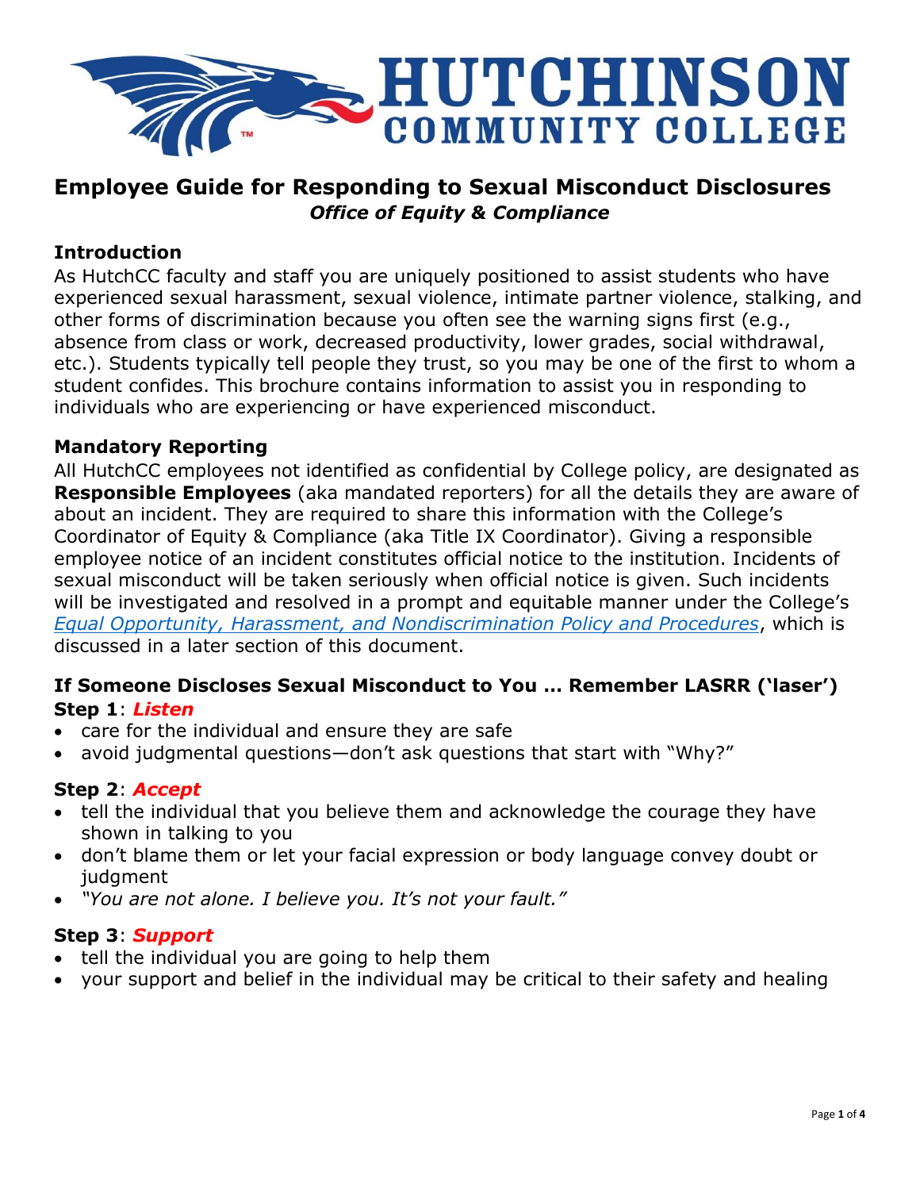# HUTCHINSON COMMUNITY COLLEGE

## Employee Guide for Responding to Sexual Misconduct Disclosures

***Office of Equity & Compliance***

### Introduction

As HutchCC faculty and staff you are uniquely positioned to assist students who have experienced sexual harassment, sexual violence, intimate partner violence, stalking, and other forms of discrimination because you often see the warning signs first (e.g., absence from class or work, decreased productivity, lower grades, social withdrawal, etc.). Students typically tell people they trust, so you may be one of the first to whom a student confides. This brochure contains information to assist you in responding to individuals who are experiencing or have experienced misconduct.

### Mandatory Reporting

All HutchCC employees not identified as confidential by College policy, are designated as **Responsible Employees** (aka mandated reporters) for all the details they are aware of about an incident. They are required to share this information with the College's Coordinator of Equity & Compliance (aka Title IX Coordinator). Giving a responsible employee notice of an incident constitutes official notice to the institution. Incidents of sexual misconduct will be taken seriously when official notice is given. Such incidents will be investigated and resolved in a prompt and equitable manner under the College's *Equal Opportunity, Harassment, and Nondiscrimination Policy and Procedures*, which is discussed in a later section of this document.

### If Someone Discloses Sexual Misconduct to You … Remember LASRR ('laser')

**Step 1**: ***Listen***

- care for the individual and ensure they are safe
- avoid judgmental questions—don't ask questions that start with "Why?"

**Step 2**: ***Accept***

- tell the individual that you believe them and acknowledge the courage they have shown in talking to you
- don't blame them or let your facial expression or body language convey doubt or judgment
- *"You are not alone. I believe you. It's not your fault."*

**Step 3**: ***Support***

- tell the individual you are going to help them
- your support and belief in the individual may be critical to their safety and healing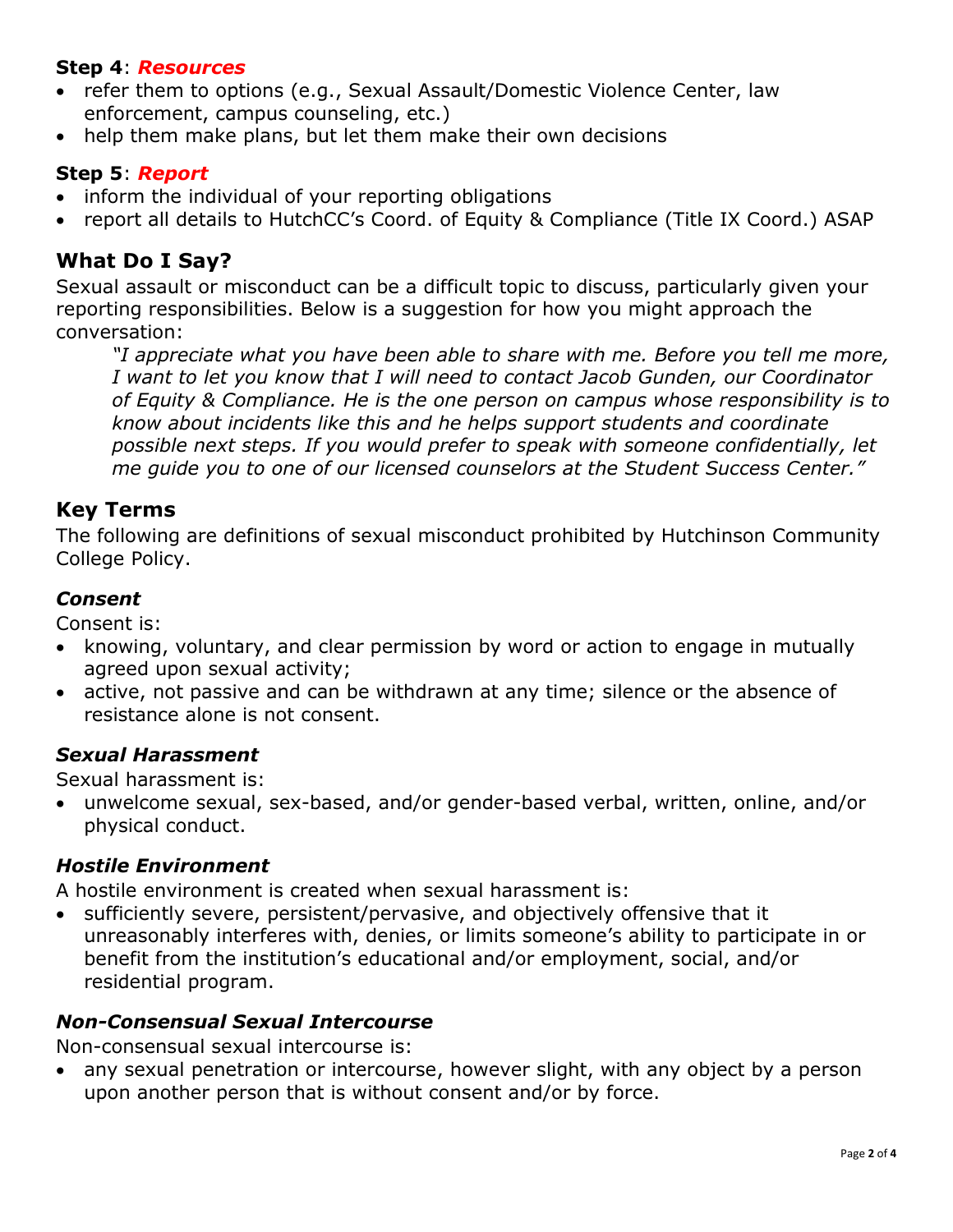**Step 4**: ***Resources***

- refer them to options (e.g., Sexual Assault/Domestic Violence Center, law enforcement, campus counseling, etc.)
- help them make plans, but let them make their own decisions

**Step 5**: ***Report***

- inform the individual of your reporting obligations
- report all details to HutchCC's Coord. of Equity & Compliance (Title IX Coord.) ASAP

## What Do I Say?

Sexual assault or misconduct can be a difficult topic to discuss, particularly given your reporting responsibilities. Below is a suggestion for how you might approach the conversation:

> *"I appreciate what you have been able to share with me. Before you tell me more, I want to let you know that I will need to contact Jacob Gunden, our Coordinator of Equity & Compliance. He is the one person on campus whose responsibility is to know about incidents like this and he helps support students and coordinate possible next steps. If you would prefer to speak with someone confidentially, let me guide you to one of our licensed counselors at the Student Success Center."*

## Key Terms

The following are definitions of sexual misconduct prohibited by Hutchinson Community College Policy.

### *Consent*

Consent is:

- knowing, voluntary, and clear permission by word or action to engage in mutually agreed upon sexual activity;
- active, not passive and can be withdrawn at any time; silence or the absence of resistance alone is not consent.

### *Sexual Harassment*

Sexual harassment is:

- unwelcome sexual, sex-based, and/or gender-based verbal, written, online, and/or physical conduct.

### *Hostile Environment*

A hostile environment is created when sexual harassment is:

- sufficiently severe, persistent/pervasive, and objectively offensive that it unreasonably interferes with, denies, or limits someone's ability to participate in or benefit from the institution's educational and/or employment, social, and/or residential program.

### *Non-Consensual Sexual Intercourse*

Non-consensual sexual intercourse is:

- any sexual penetration or intercourse, however slight, with any object by a person upon another person that is without consent and/or by force.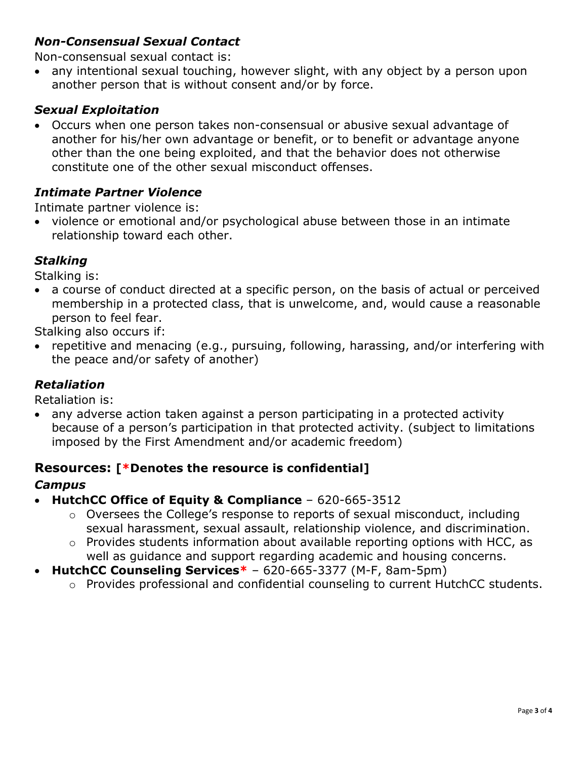### *Non-Consensual Sexual Contact*

Non-consensual sexual contact is:

- any intentional sexual touching, however slight, with any object by a person upon another person that is without consent and/or by force.

### *Sexual Exploitation*

- Occurs when one person takes non-consensual or abusive sexual advantage of another for his/her own advantage or benefit, or to benefit or advantage anyone other than the one being exploited, and that the behavior does not otherwise constitute one of the other sexual misconduct offenses.

### *Intimate Partner Violence*

Intimate partner violence is:

- violence or emotional and/or psychological abuse between those in an intimate relationship toward each other.

### *Stalking*

Stalking is:

- a course of conduct directed at a specific person, on the basis of actual or perceived membership in a protected class, that is unwelcome, and, would cause a reasonable person to feel fear.

Stalking also occurs if:

- repetitive and menacing (e.g., pursuing, following, harassing, and/or interfering with the peace and/or safety of another)

### *Retaliation*

Retaliation is:

- any adverse action taken against a person participating in a protected activity because of a person's participation in that protected activity. (subject to limitations imposed by the First Amendment and/or academic freedom)

## Resources: [*Denotes the resource is confidential]

### *Campus*

- **HutchCC Office of Equity & Compliance** – 620-665-3512
    - Oversees the College's response to reports of sexual misconduct, including sexual harassment, sexual assault, relationship violence, and discrimination.
    - Provides students information about available reporting options with HCC, as well as guidance and support regarding academic and housing concerns.
- **HutchCC Counseling Services*** – 620-665-3377 (M-F, 8am-5pm)
    - Provides professional and confidential counseling to current HutchCC students.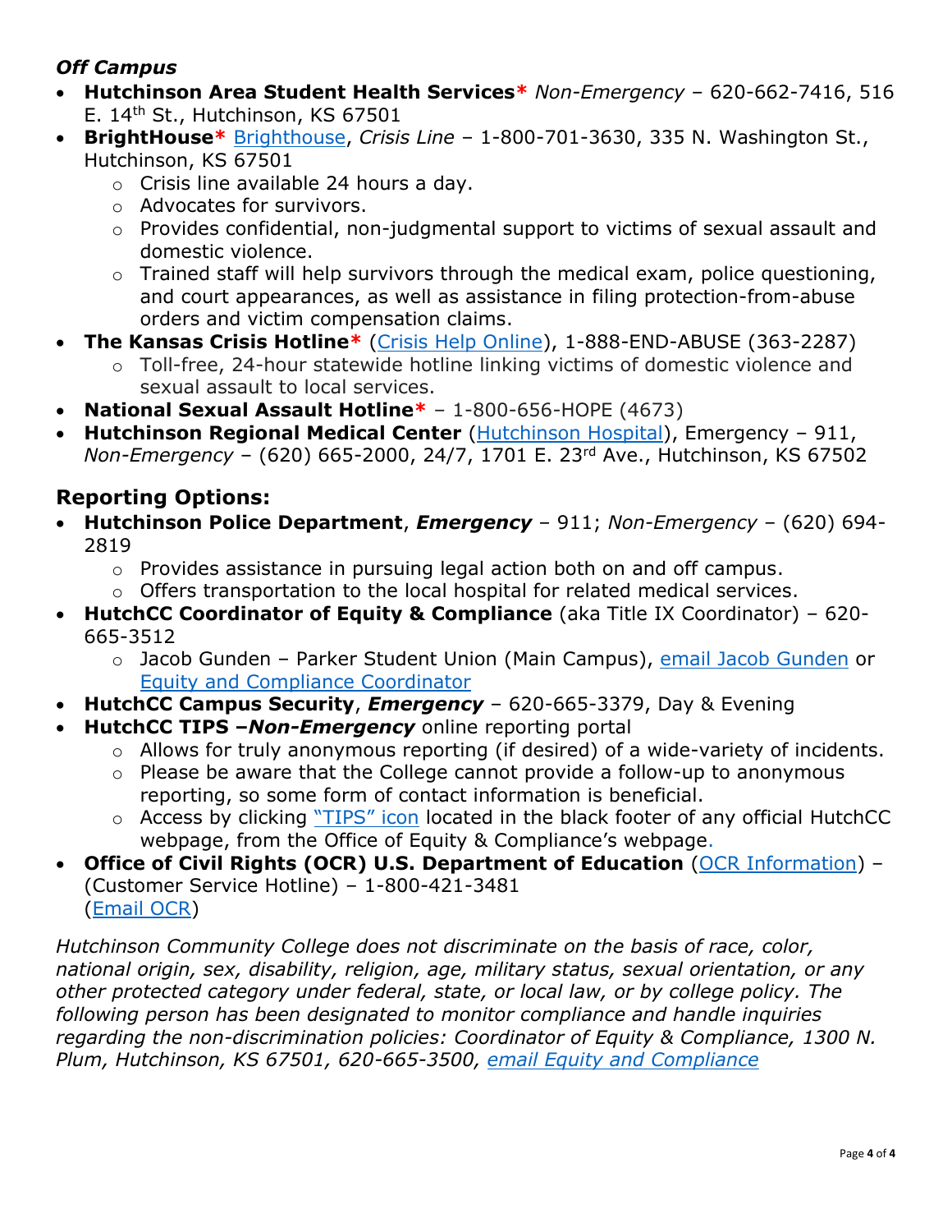### *Off Campus*

- **Hutchinson Area Student Health Services*** *Non-Emergency* – 620-662-7416, 516 E. 14th St., Hutchinson, KS 67501
- **BrightHouse*** Brighthouse, *Crisis Line* – 1-800-701-3630, 335 N. Washington St., Hutchinson, KS 67501
  - Crisis line available 24 hours a day.
  - Advocates for survivors.
  - Provides confidential, non-judgmental support to victims of sexual assault and domestic violence.
  - Trained staff will help survivors through the medical exam, police questioning, and court appearances, as well as assistance in filing protection-from-abuse orders and victim compensation claims.
- **The Kansas Crisis Hotline*** (Crisis Help Online), 1-888-END-ABUSE (363-2287)
  - Toll-free, 24-hour statewide hotline linking victims of domestic violence and sexual assault to local services.
- **National Sexual Assault Hotline*** – 1-800-656-HOPE (4673)
- **Hutchinson Regional Medical Center** (Hutchinson Hospital), Emergency – 911, *Non-Emergency* – (620) 665-2000, 24/7, 1701 E. 23rd Ave., Hutchinson, KS 67502

## Reporting Options:

- **Hutchinson Police Department**, ***Emergency*** – 911; *Non-Emergency* – (620) 694-2819
  - Provides assistance in pursuing legal action both on and off campus.
  - Offers transportation to the local hospital for related medical services.
- **HutchCC Coordinator of Equity & Compliance** (aka Title IX Coordinator) – 620-665-3512
  - Jacob Gunden – Parker Student Union (Main Campus), email Jacob Gunden or Equity and Compliance Coordinator
- **HutchCC Campus Security**, ***Emergency*** – 620-665-3379, Day & Evening
- **HutchCC TIPS –*Non-Emergency*** online reporting portal
  - Allows for truly anonymous reporting (if desired) of a wide-variety of incidents.
  - Please be aware that the College cannot provide a follow-up to anonymous reporting, so some form of contact information is beneficial.
  - Access by clicking "TIPS" icon located in the black footer of any official HutchCC webpage, from the Office of Equity & Compliance's webpage.
- **Office of Civil Rights (OCR) U.S. Department of Education** (OCR Information) – (Customer Service Hotline) – 1-800-421-3481 (Email OCR)

*Hutchinson Community College does not discriminate on the basis of race, color, national origin, sex, disability, religion, age, military status, sexual orientation, or any other protected category under federal, state, or local law, or by college policy. The following person has been designated to monitor compliance and handle inquiries regarding the non-discrimination policies: Coordinator of Equity & Compliance, 1300 N. Plum, Hutchinson, KS 67501, 620-665-3500, email Equity and Compliance*